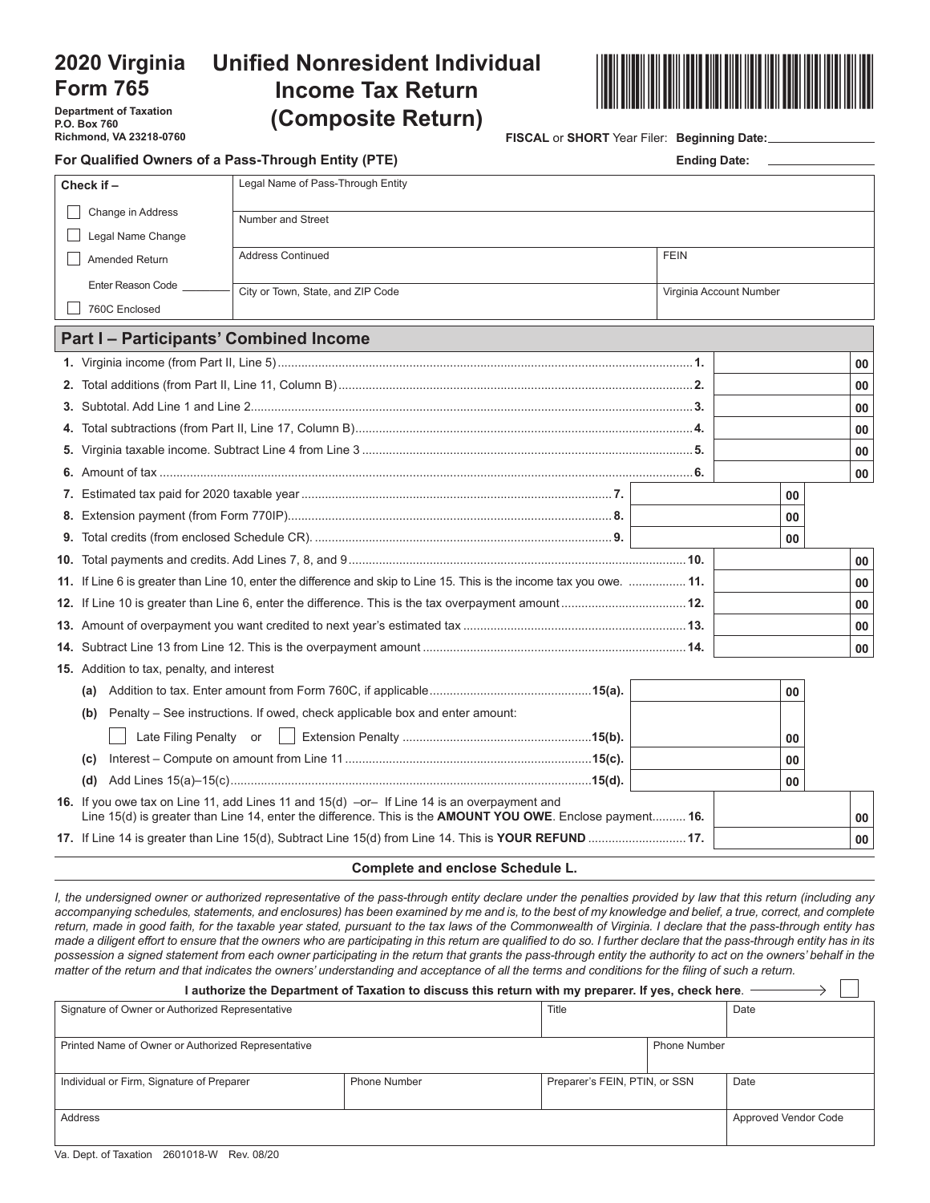# 2020 Virginia Form 765

**Unified Nonresident Individual Income Tax Return (Composite Return)**

Department of Taxation
P.O. Box 760
Richmond, VA 23218-0760

**FISCAL** or **SHORT** Year Filer: **Beginning Date:** ____________

**For Qualified Owners of a Pass-Through Entity (PTE)** **Ending Date:** ____________

| Check if – | | |
|---|---|---|
| ☐ Change in Address | Legal Name of Pass-Through Entity | |
| ☐ Legal Name Change | Number and Street | |
| ☐ Amended Return | Address Continued | FEIN |
| Enter Reason Code ______ | City or Town, State, and ZIP Code | Virginia Account Number |
| ☐ 760C Enclosed | | |

## Part I – Participants' Combined Income

| Line | Description | | Amount |
|---|---|---|---|
| 1. | Virginia income (from Part II, Line 5) | | .00 |
| 2. | Total additions (from Part II, Line 11, Column B) | | .00 |
| 3. | Subtotal. Add Line 1 and Line 2 | | .00 |
| 4. | Total subtractions (from Part II, Line 17, Column B) | | .00 |
| 5. | Virginia taxable income. Subtract Line 4 from Line 3 | | .00 |
| 6. | Amount of tax | | .00 |
| 7. | Estimated tax paid for 2020 taxable year | .00 | |
| 8. | Extension payment (from Form 770IP) | .00 | |
| 9. | Total credits (from enclosed Schedule CR). | .00 | |
| 10. | Total payments and credits. Add Lines 7, 8, and 9 | | .00 |
| 11. | If Line 6 is greater than Line 10, enter the difference and skip to Line 15. This is the income tax you owe. | | .00 |
| 12. | If Line 10 is greater than Line 6, enter the difference. This is the tax overpayment amount | | .00 |
| 13. | Amount of overpayment you want credited to next year's estimated tax | | .00 |
| 14. | Subtract Line 13 from Line 12. This is the overpayment amount | | .00 |
| 15. | Addition to tax, penalty, and interest | | |
| (a) | Addition to tax. Enter amount from Form 760C, if applicable | .00 | |
| (b) | Penalty – See instructions. If owed, check applicable box and enter amount: ☐ Late Filing Penalty or ☐ Extension Penalty | .00 | |
| (c) | Interest – Compute on amount from Line 11 | .00 | |
| (d) | Add Lines 15(a)–15(c) | .00 | |
| 16. | If you owe tax on Line 11, add Lines 11 and 15(d) –or– If Line 14 is an overpayment and Line 15(d) is greater than Line 14, enter the difference. This is the **AMOUNT YOU OWE**. Enclose payment | | .00 |
| 17. | If Line 14 is greater than Line 15(d), Subtract Line 15(d) from Line 14. This is **YOUR REFUND** | | .00 |

**Complete and enclose Schedule L.**

*I, the undersigned owner or authorized representative of the pass-through entity declare under the penalties provided by law that this return (including any accompanying schedules, statements, and enclosures) has been examined by me and is, to the best of my knowledge and belief, a true, correct, and complete return, made in good faith, for the taxable year stated, pursuant to the tax laws of the Commonwealth of Virginia. I declare that the pass-through entity has made a diligent effort to ensure that the owners who are participating in this return are qualified to do so. I further declare that the pass-through entity has in its possession a signed statement from each owner participating in the return that grants the pass-through entity the authority to act on the owners' behalf in the matter of the return and that indicates the owners' understanding and acceptance of all the terms and conditions for the filing of such a return.*

**I authorize the Department of Taxation to discuss this return with my preparer. If yes, check here.** ☐

| Signature of Owner or Authorized Representative | | Title | Date |
|---|---|---|---|
| Printed Name of Owner or Authorized Representative | | | Phone Number |
| Individual or Firm, Signature of Preparer | Phone Number | Preparer's FEIN, PTIN, or SSN | Date |
| Address | | | Approved Vendor Code |

Va. Dept. of Taxation 2601018-W Rev. 08/20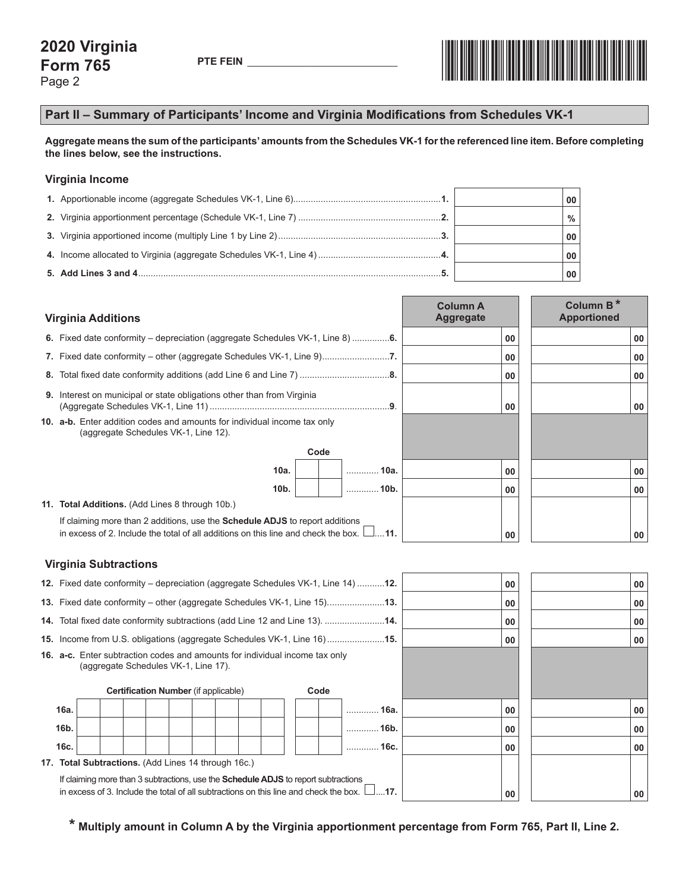**2020 Virginia Form 765**
Page 2

PTE FEIN \_\_\_\_\_\_\_\_\_\_\_\_\_\_\_\_\_\_\_\_\_\_\_\_\_\_

## Part II – Summary of Participants' Income and Virginia Modifications from Schedules VK-1

**Aggregate means the sum of the participants' amounts from the Schedules VK-1 for the referenced line item. Before completing the lines below, see the instructions.**

### Virginia Income

| | | |
|---|---|---|
| **1.** Apportionable income (aggregate Schedules VK-1, Line 6) | **1.** | 00 |
| **2.** Virginia apportionment percentage (Schedule VK-1, Line 7) | **2.** | % |
| **3.** Virginia apportioned income (multiply Line 1 by Line 2) | **3.** | 00 |
| **4.** Income allocated to Virginia (aggregate Schedules VK-1, Line 4) | **4.** | 00 |
| **5. Add Lines 3 and 4** | **5.** | 00 |

### Virginia Additions

| | | Column A Aggregate | Column B * Apportioned |
|---|---|---|---|
| **6.** Fixed date conformity – depreciation (aggregate Schedules VK-1, Line 8) | **6.** | 00 | 00 |
| **7.** Fixed date conformity – other (aggregate Schedules VK-1, Line 9) | **7.** | 00 | 00 |
| **8.** Total fixed date conformity additions (add Line 6 and Line 7) | **8.** | 00 | 00 |
| **9.** Interest on municipal or state obligations other than from Virginia (Aggregate Schedules VK-1, Line 11) | **9.** | 00 | 00 |
| **10. a-b.** Enter addition codes and amounts for individual income tax only (aggregate Schedules VK-1, Line 12). | | | |
| **10a.** Code | **10a.** | 00 | 00 |
| **10b.** Code | **10b.** | 00 | 00 |
| **11. Total Additions.** (Add Lines 8 through 10b.) If claiming more than 2 additions, use the **Schedule ADJS** to report additions in excess of 2. Include the total of all additions on this line and check the box. ☐ | **11.** | 00 | 00 |

### Virginia Subtractions

| | | Column A Aggregate | Column B * Apportioned |
|---|---|---|---|
| **12.** Fixed date conformity – depreciation (aggregate Schedules VK-1, Line 14) | **12.** | 00 | 00 |
| **13.** Fixed date conformity – other (aggregate Schedules VK-1, Line 15) | **13.** | 00 | 00 |
| **14.** Total fixed date conformity subtractions (add Line 12 and Line 13). | **14.** | 00 | 00 |
| **15.** Income from U.S. obligations (aggregate Schedules VK-1, Line 16) | **15.** | 00 | 00 |
| **16. a-c.** Enter subtraction codes and amounts for individual income tax only (aggregate Schedules VK-1, Line 17). | | | |
| **16a.** Certification Number (if applicable) / Code | **16a.** | 00 | 00 |
| **16b.** Certification Number (if applicable) / Code | **16b.** | 00 | 00 |
| **16c.** Certification Number (if applicable) / Code | **16c.** | 00 | 00 |
| **17. Total Subtractions.** (Add Lines 14 through 16c.) If claiming more than 3 subtractions, use the **Schedule ADJS** to report subtractions in excess of 3. Include the total of all subtractions on this line and check the box. ☐ | **17.** | 00 | 00 |

**\* Multiply amount in Column A by the Virginia apportionment percentage from Form 765, Part II, Line 2.**